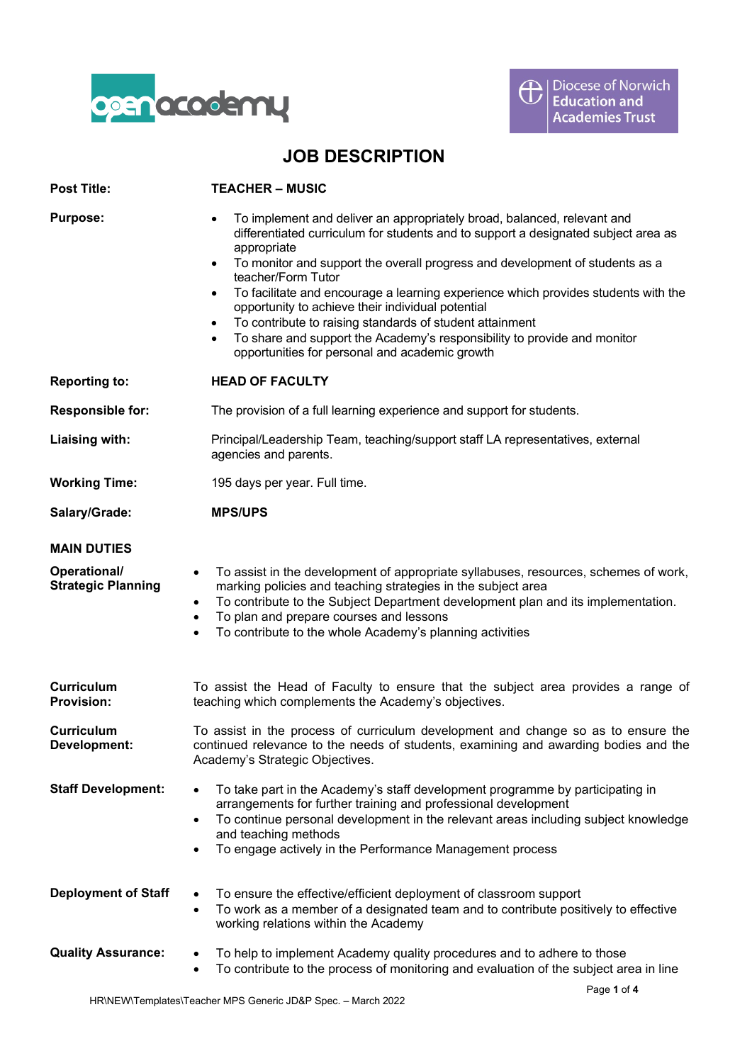open academy

Diocese of Norwich Education and Academies Trust

# JOB DESCRIPTION

**Post Title:** **TEACHER – MUSIC**

**Purpose:**

- To implement and deliver an appropriately broad, balanced, relevant and differentiated curriculum for students and to support a designated subject area as appropriate
- To monitor and support the overall progress and development of students as a teacher/Form Tutor
- To facilitate and encourage a learning experience which provides students with the opportunity to achieve their individual potential
- To contribute to raising standards of student attainment
- To share and support the Academy's responsibility to provide and monitor opportunities for personal and academic growth

**Reporting to:** **HEAD OF FACULTY**

**Responsible for:** The provision of a full learning experience and support for students.

**Liaising with:** Principal/Leadership Team, teaching/support staff LA representatives, external agencies and parents.

**Working Time:** 195 days per year. Full time.

**Salary/Grade:** **MPS/UPS**

## MAIN DUTIES

**Operational/ Strategic Planning**

- To assist in the development of appropriate syllabuses, resources, schemes of work, marking policies and teaching strategies in the subject area
- To contribute to the Subject Department development plan and its implementation.
- To plan and prepare courses and lessons
- To contribute to the whole Academy's planning activities

**Curriculum Provision:**

To assist the Head of Faculty to ensure that the subject area provides a range of teaching which complements the Academy's objectives.

**Curriculum Development:**

To assist in the process of curriculum development and change so as to ensure the continued relevance to the needs of students, examining and awarding bodies and the Academy's Strategic Objectives.

**Staff Development:**

- To take part in the Academy's staff development programme by participating in arrangements for further training and professional development
- To continue personal development in the relevant areas including subject knowledge and teaching methods
- To engage actively in the Performance Management process

**Deployment of Staff**

- To ensure the effective/efficient deployment of classroom support
- To work as a member of a designated team and to contribute positively to effective working relations within the Academy

**Quality Assurance:**

- To help to implement Academy quality procedures and to adhere to those
- To contribute to the process of monitoring and evaluation of the subject area in line

HR\NEW\Templates\Teacher MPS Generic JD&P Spec. – March 2022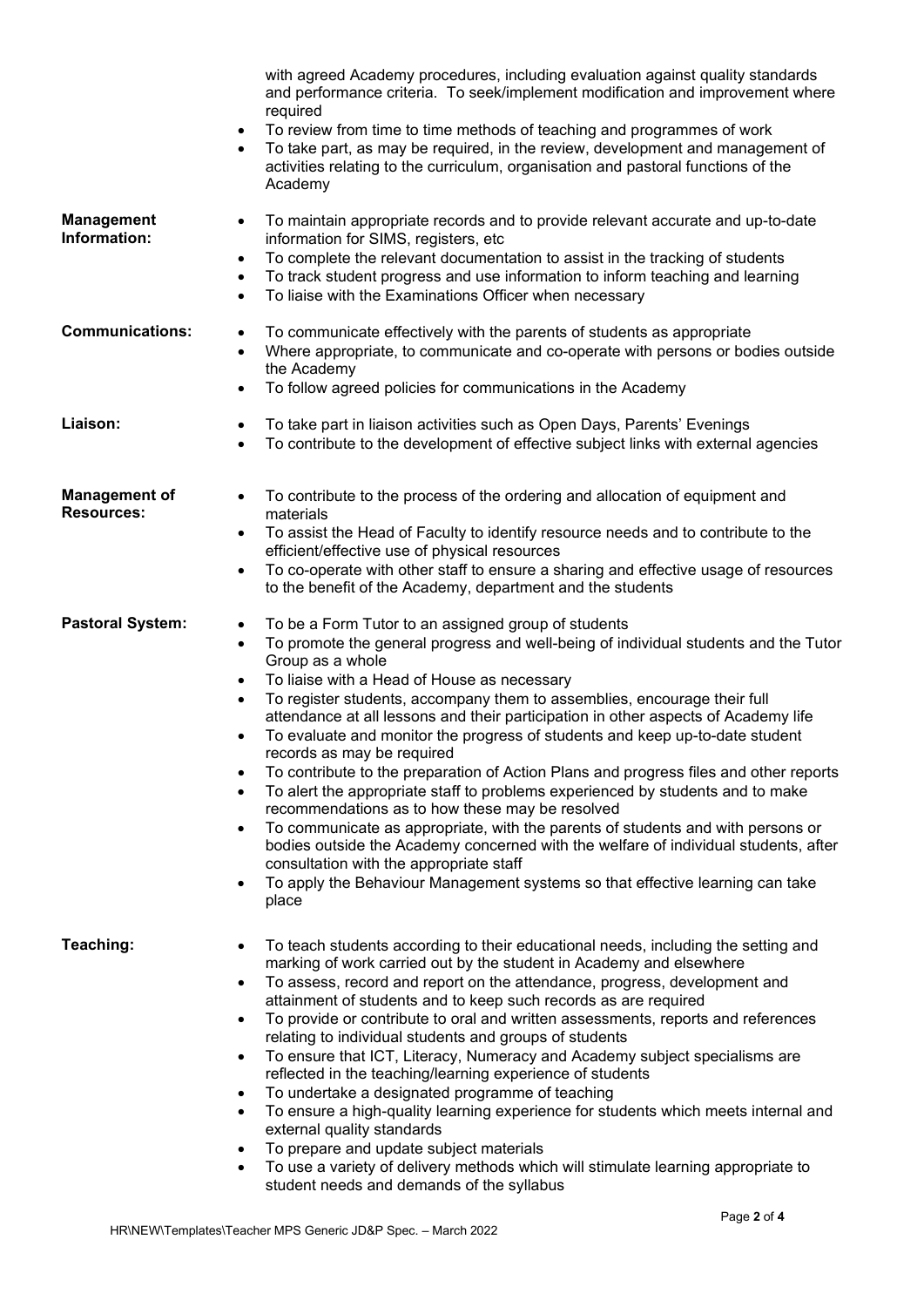with agreed Academy procedures, including evaluation against quality standards and performance criteria. To seek/implement modification and improvement where required

- To review from time to time methods of teaching and programmes of work
- To take part, as may be required, in the review, development and management of activities relating to the curriculum, organisation and pastoral functions of the Academy

**Management Information:**

- To maintain appropriate records and to provide relevant accurate and up-to-date information for SIMS, registers, etc
- To complete the relevant documentation to assist in the tracking of students
- To track student progress and use information to inform teaching and learning
- To liaise with the Examinations Officer when necessary

**Communications:**

- To communicate effectively with the parents of students as appropriate
- Where appropriate, to communicate and co-operate with persons or bodies outside the Academy
- To follow agreed policies for communications in the Academy

**Liaison:**

- To take part in liaison activities such as Open Days, Parents' Evenings
- To contribute to the development of effective subject links with external agencies

**Management of Resources:**

- To contribute to the process of the ordering and allocation of equipment and materials
- To assist the Head of Faculty to identify resource needs and to contribute to the efficient/effective use of physical resources
- To co-operate with other staff to ensure a sharing and effective usage of resources to the benefit of the Academy, department and the students

**Pastoral System:**

- To be a Form Tutor to an assigned group of students
- To promote the general progress and well-being of individual students and the Tutor Group as a whole
- To liaise with a Head of House as necessary
- To register students, accompany them to assemblies, encourage their full attendance at all lessons and their participation in other aspects of Academy life
- To evaluate and monitor the progress of students and keep up-to-date student records as may be required
- To contribute to the preparation of Action Plans and progress files and other reports
- To alert the appropriate staff to problems experienced by students and to make recommendations as to how these may be resolved
- To communicate as appropriate, with the parents of students and with persons or bodies outside the Academy concerned with the welfare of individual students, after consultation with the appropriate staff
- To apply the Behaviour Management systems so that effective learning can take place

**Teaching:**

- To teach students according to their educational needs, including the setting and marking of work carried out by the student in Academy and elsewhere
- To assess, record and report on the attendance, progress, development and attainment of students and to keep such records as are required
- To provide or contribute to oral and written assessments, reports and references relating to individual students and groups of students
- To ensure that ICT, Literacy, Numeracy and Academy subject specialisms are reflected in the teaching/learning experience of students
- To undertake a designated programme of teaching
- To ensure a high-quality learning experience for students which meets internal and external quality standards
- To prepare and update subject materials
- To use a variety of delivery methods which will stimulate learning appropriate to student needs and demands of the syllabus

HR\NEW\Templates\Teacher MPS Generic JD&P Spec. – March 2022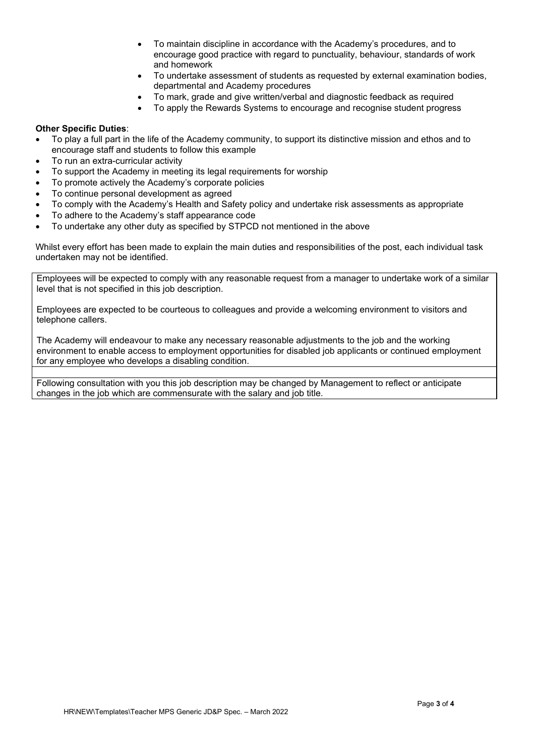- To maintain discipline in accordance with the Academy's procedures, and to encourage good practice with regard to punctuality, behaviour, standards of work and homework
- To undertake assessment of students as requested by external examination bodies, departmental and Academy procedures
- To mark, grade and give written/verbal and diagnostic feedback as required
- To apply the Rewards Systems to encourage and recognise student progress

**Other Specific Duties**:

- To play a full part in the life of the Academy community, to support its distinctive mission and ethos and to encourage staff and students to follow this example
- To run an extra-curricular activity
- To support the Academy in meeting its legal requirements for worship
- To promote actively the Academy's corporate policies
- To continue personal development as agreed
- To comply with the Academy's Health and Safety policy and undertake risk assessments as appropriate
- To adhere to the Academy's staff appearance code
- To undertake any other duty as specified by STPCD not mentioned in the above

Whilst every effort has been made to explain the main duties and responsibilities of the post, each individual task undertaken may not be identified.

Employees will be expected to comply with any reasonable request from a manager to undertake work of a similar level that is not specified in this job description.

Employees are expected to be courteous to colleagues and provide a welcoming environment to visitors and telephone callers.

The Academy will endeavour to make any necessary reasonable adjustments to the job and the working environment to enable access to employment opportunities for disabled job applicants or continued employment for any employee who develops a disabling condition.

Following consultation with you this job description may be changed by Management to reflect or anticipate changes in the job which are commensurate with the salary and job title.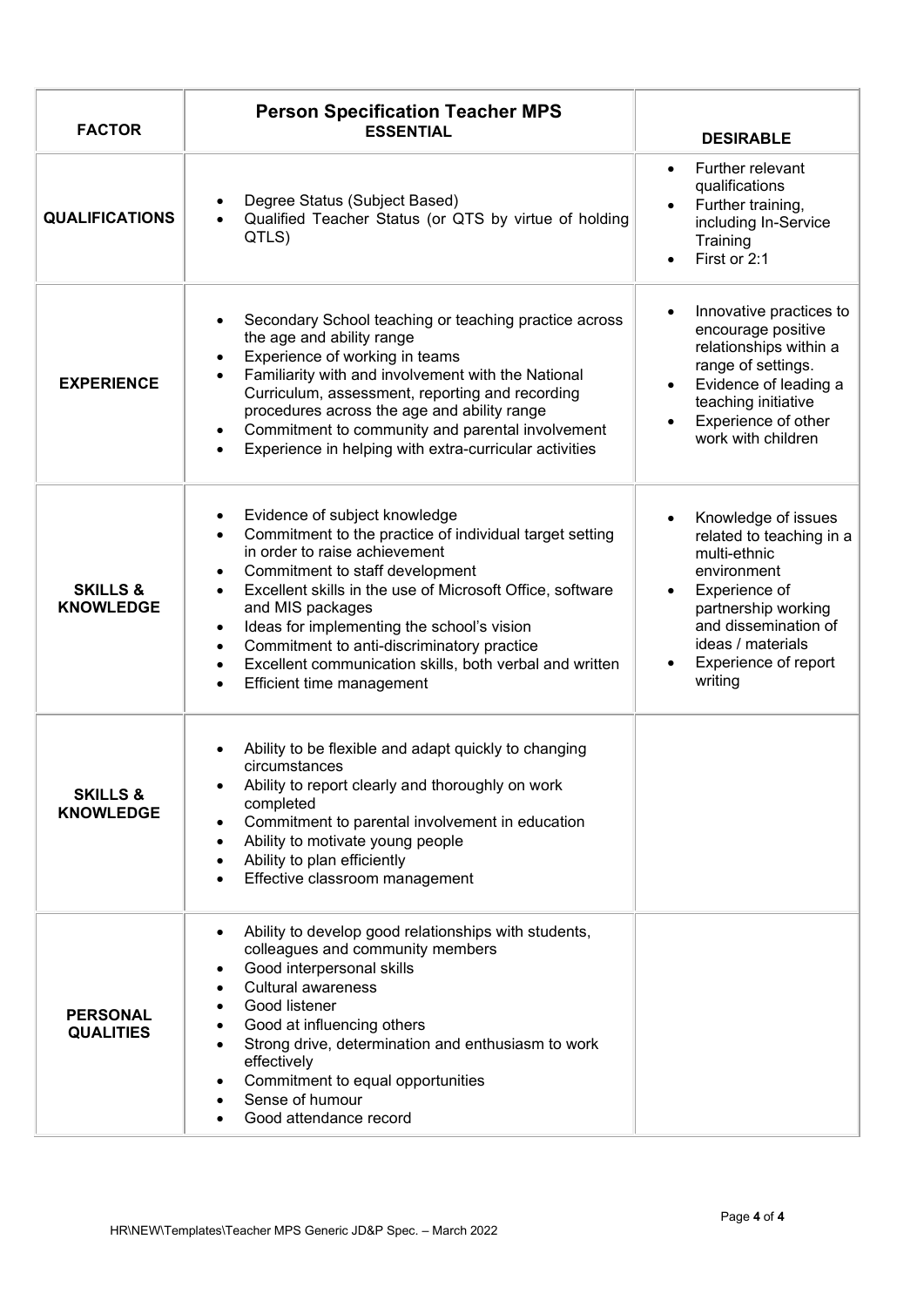| FACTOR | Person Specification Teacher MPS<br>ESSENTIAL | DESIRABLE |
|---|---|---|
| **QUALIFICATIONS** | • Degree Status (Subject Based)<br>• Qualified Teacher Status (or QTS by virtue of holding QTLS) | • Further relevant qualifications<br>• Further training, including In-Service Training<br>• First or 2:1 |
| **EXPERIENCE** | • Secondary School teaching or teaching practice across the age and ability range<br>• Experience of working in teams<br>• Familiarity with and involvement with the National Curriculum, assessment, reporting and recording procedures across the age and ability range<br>• Commitment to community and parental involvement<br>• Experience in helping with extra-curricular activities | • Innovative practices to encourage positive relationships within a range of settings.<br>• Evidence of leading a teaching initiative<br>• Experience of other work with children |
| **SKILLS & KNOWLEDGE** | • Evidence of subject knowledge<br>• Commitment to the practice of individual target setting in order to raise achievement<br>• Commitment to staff development<br>• Excellent skills in the use of Microsoft Office, software and MIS packages<br>• Ideas for implementing the school's vision<br>• Commitment to anti-discriminatory practice<br>• Excellent communication skills, both verbal and written<br>• Efficient time management | • Knowledge of issues related to teaching in a multi-ethnic environment<br>• Experience of partnership working and dissemination of ideas / materials<br>• Experience of report writing |
| **SKILLS & KNOWLEDGE** | • Ability to be flexible and adapt quickly to changing circumstances<br>• Ability to report clearly and thoroughly on work completed<br>• Commitment to parental involvement in education<br>• Ability to motivate young people<br>• Ability to plan efficiently<br>• Effective classroom management | |
| **PERSONAL QUALITIES** | • Ability to develop good relationships with students, colleagues and community members<br>• Good interpersonal skills<br>• Cultural awareness<br>• Good listener<br>• Good at influencing others<br>• Strong drive, determination and enthusiasm to work effectively<br>• Commitment to equal opportunities<br>• Sense of humour<br>• Good attendance record | |

HR\NEW\Templates\Teacher MPS Generic JD&P Spec. – March 2022